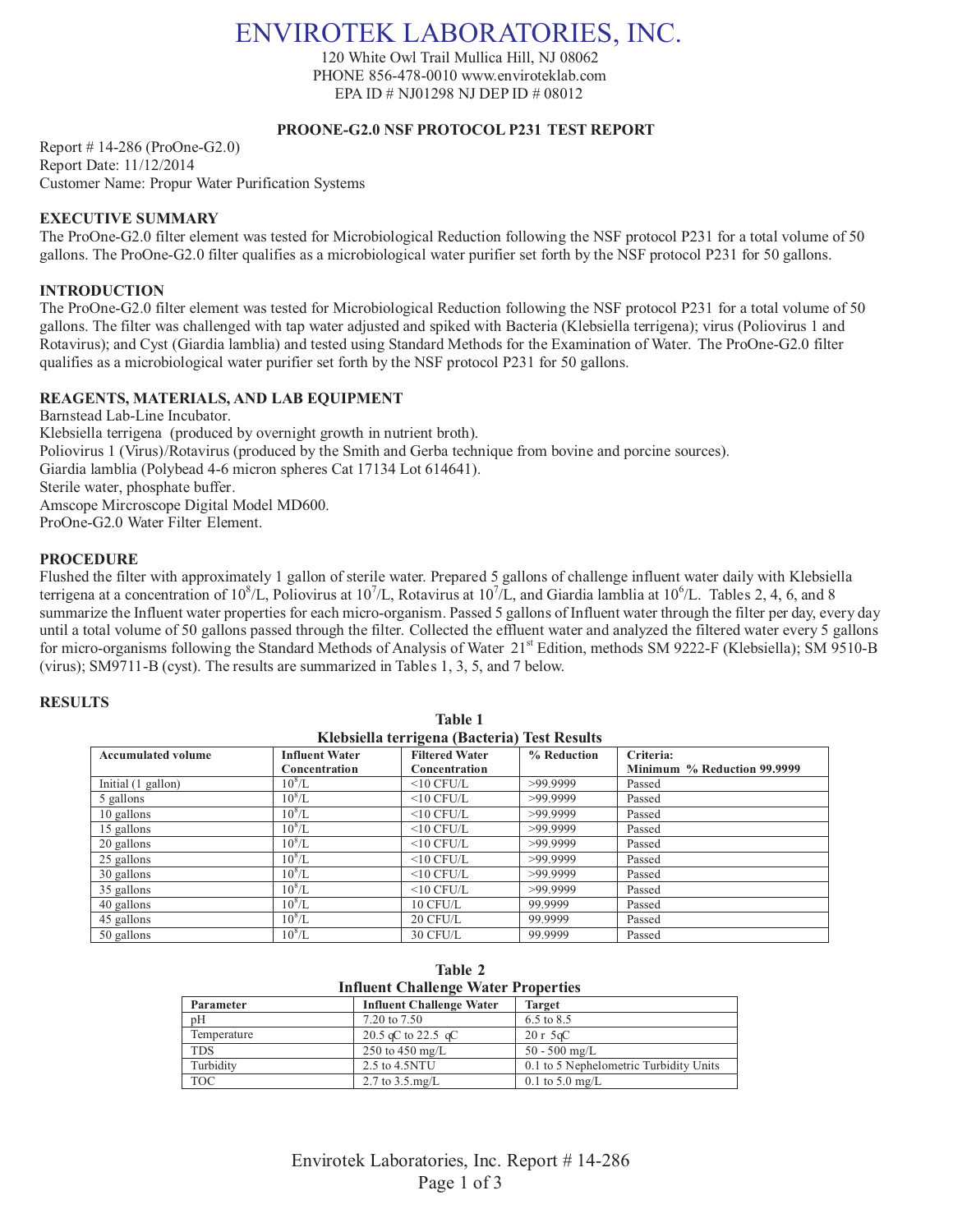# ENVIROTEK LABORATORIES, INC.

120 White Owl Trail Mullica Hill, NJ 08062
PHONE 856-478-0010 www.enviroteklab.com
EPA ID # NJ01298 NJ DEP ID # 08012

## PROONE-G2.0 NSF PROTOCOL P231 TEST REPORT

Report # 14-286 (ProOne-G2.0)
Report Date: 11/12/2014
Customer Name: Propur Water Purification Systems

### EXECUTIVE SUMMARY

The ProOne-G2.0 filter element was tested for Microbiological Reduction following the NSF protocol P231 for a total volume of 50 gallons. The ProOne-G2.0 filter qualifies as a microbiological water purifier set forth by the NSF protocol P231 for 50 gallons.

### INTRODUCTION

The ProOne-G2.0 filter element was tested for Microbiological Reduction following the NSF protocol P231 for a total volume of 50 gallons. The filter was challenged with tap water adjusted and spiked with Bacteria (Klebsiella terrigena); virus (Poliovirus 1 and Rotavirus); and Cyst (Giardia lamblia) and tested using Standard Methods for the Examination of Water. The ProOne-G2.0 filter qualifies as a microbiological water purifier set forth by the NSF protocol P231 for 50 gallons.

### REAGENTS, MATERIALS, AND LAB EQUIPMENT

Barnstead Lab-Line Incubator.
Klebsiella terrigena (produced by overnight growth in nutrient broth).
Poliovirus 1 (Virus)/Rotavirus (produced by the Smith and Gerba technique from bovine and porcine sources).
Giardia lamblia (Polybead 4-6 micron spheres Cat 17134 Lot 614641).
Sterile water, phosphate buffer.
Amscope Mircroscope Digital Model MD600.
ProOne-G2.0 Water Filter Element.

### PROCEDURE

Flushed the filter with approximately 1 gallon of sterile water. Prepared 5 gallons of challenge influent water daily with Klebsiella terrigena at a concentration of $10^8$/L, Poliovirus at $10^7$/L, Rotavirus at $10^7$/L, and Giardia lamblia at $10^6$/L. Tables 2, 4, 6, and 8 summarize the Influent water properties for each micro-organism. Passed 5 gallons of Influent water through the filter per day, every day until a total volume of 50 gallons passed through the filter. Collected the effluent water and analyzed the filtered water every 5 gallons for micro-organisms following the Standard Methods of Analysis of Water 21st Edition, methods SM 9222-F (Klebsiella); SM 9510-B (virus); SM9711-B (cyst). The results are summarized in Tables 1, 3, 5, and 7 below.

### RESULTS

**Table 1**
**Klebsiella terrigena (Bacteria) Test Results**

| Accumulated volume | Influent Water Concentration | Filtered Water Concentration | % Reduction | Criteria: Minimum % Reduction 99.9999 |
|---|---|---|---|---|
| Initial (1 gallon) | $10^8$/L | <10 CFU/L | >99.9999 | Passed |
| 5 gallons | $10^8$/L | <10 CFU/L | >99.9999 | Passed |
| 10 gallons | $10^8$/L | <10 CFU/L | >99.9999 | Passed |
| 15 gallons | $10^8$/L | <10 CFU/L | >99.9999 | Passed |
| 20 gallons | $10^8$/L | <10 CFU/L | >99.9999 | Passed |
| 25 gallons | $10^8$/L | <10 CFU/L | >99.9999 | Passed |
| 30 gallons | $10^8$/L | <10 CFU/L | >99.9999 | Passed |
| 35 gallons | $10^8$/L | <10 CFU/L | >99.9999 | Passed |
| 40 gallons | $10^8$/L | 10 CFU/L | 99.9999 | Passed |
| 45 gallons | $10^8$/L | 20 CFU/L | 99.9999 | Passed |
| 50 gallons | $10^8$/L | 30 CFU/L | 99.9999 | Passed |

**Table 2**
**Influent Challenge Water Properties**

| Parameter | Influent Challenge Water | Target |
|---|---|---|
| pH | 7.20 to 7.50 | 6.5 to 8.5 |
| Temperature | 20.5 qC to 22.5 qC | 20 r 5qC |
| TDS | 250 to 450 mg/L | 50 - 500 mg/L |
| Turbidity | 2.5 to 4.5NTU | 0.1 to 5 Nephelometric Turbidity Units |
| TOC | 2.7 to 3.5.mg/L | 0.1 to 5.0 mg/L |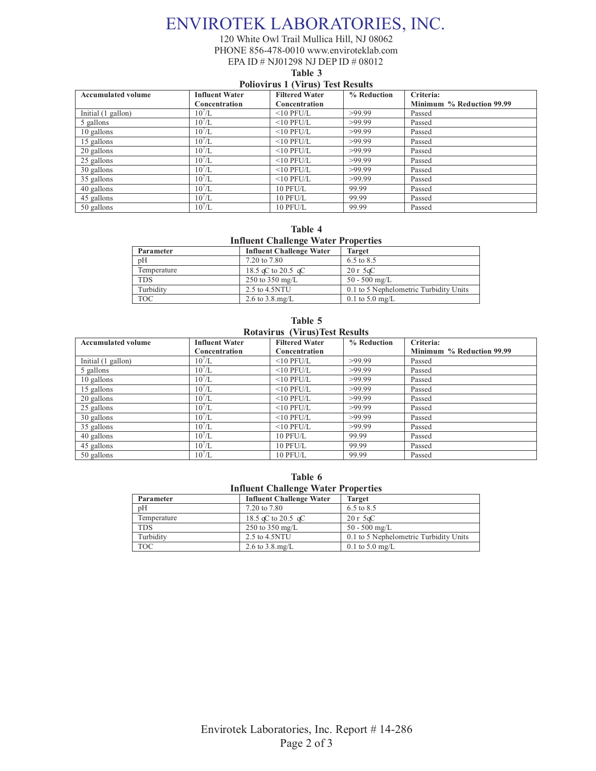# ENVIROTEK LABORATORIES, INC.

120 White Owl Trail Mullica Hill, NJ 08062
PHONE 856-478-0010 www.enviroteklab.com
EPA ID # NJ01298 NJ DEP ID # 08012

**Table 3**
**Poliovirus 1 (Virus) Test Results**

| Accumulated volume | Influent Water Concentration | Filtered Water Concentration | % Reduction | Criteria: Minimum % Reduction 99.99 |
|---|---|---|---|---|
| Initial (1 gallon) | $10^7$/L | <10 PFU/L | >99.99 | Passed |
| 5 gallons | $10^7$/L | <10 PFU/L | >99.99 | Passed |
| 10 gallons | $10^7$/L | <10 PFU/L | >99.99 | Passed |
| 15 gallons | $10^7$/L | <10 PFU/L | >99.99 | Passed |
| 20 gallons | $10^7$/L | <10 PFU/L | >99.99 | Passed |
| 25 gallons | $10^7$/L | <10 PFU/L | >99.99 | Passed |
| 30 gallons | $10^7$/L | <10 PFU/L | >99.99 | Passed |
| 35 gallons | $10^7$/L | <10 PFU/L | >99.99 | Passed |
| 40 gallons | $10^7$/L | 10 PFU/L | 99.99 | Passed |
| 45 gallons | $10^7$/L | 10 PFU/L | 99.99 | Passed |
| 50 gallons | $10^7$/L | 10 PFU/L | 99.99 | Passed |

**Table 4**
**Influent Challenge Water Properties**

| Parameter | Influent Challenge Water | Target |
|---|---|---|
| pH | 7.20 to 7.80 | 6.5 to 8.5 |
| Temperature | 18.5 qC to 20.5 qC | 20 r 5qC |
| TDS | 250 to 350 mg/L | 50 - 500 mg/L |
| Turbidity | 2.5 to 4.5NTU | 0.1 to 5 Nephelometric Turbidity Units |
| TOC | 2.6 to 3.8.mg/L | 0.1 to 5.0 mg/L |

**Table 5**
**Rotavirus (Virus)Test Results**

| Accumulated volume | Influent Water Concentration | Filtered Water Concentration | % Reduction | Criteria: Minimum % Reduction 99.99 |
|---|---|---|---|---|
| Initial (1 gallon) | $10^7$/L | <10 PFU/L | >99.99 | Passed |
| 5 gallons | $10^7$/L | <10 PFU/L | >99.99 | Passed |
| 10 gallons | $10^7$/L | <10 PFU/L | >99.99 | Passed |
| 15 gallons | $10^7$/L | <10 PFU/L | >99.99 | Passed |
| 20 gallons | $10^7$/L | <10 PFU/L | >99.99 | Passed |
| 25 gallons | $10^7$/L | <10 PFU/L | >99.99 | Passed |
| 30 gallons | $10^7$/L | <10 PFU/L | >99.99 | Passed |
| 35 gallons | $10^7$/L | <10 PFU/L | >99.99 | Passed |
| 40 gallons | $10^7$/L | 10 PFU/L | 99.99 | Passed |
| 45 gallons | $10^7$/L | 10 PFU/L | 99.99 | Passed |
| 50 gallons | $10^7$/L | 10 PFU/L | 99.99 | Passed |

**Table 6**
**Influent Challenge Water Properties**

| Parameter | Influent Challenge Water | Target |
|---|---|---|
| pH | 7.20 to 7.80 | 6.5 to 8.5 |
| Temperature | 18.5 qC to 20.5 qC | 20 r 5qC |
| TDS | 250 to 350 mg/L | 50 - 500 mg/L |
| Turbidity | 2.5 to 4.5NTU | 0.1 to 5 Nephelometric Turbidity Units |
| TOC | 2.6 to 3.8.mg/L | 0.1 to 5.0 mg/L |

Envirotek Laboratories, Inc. Report # 14-286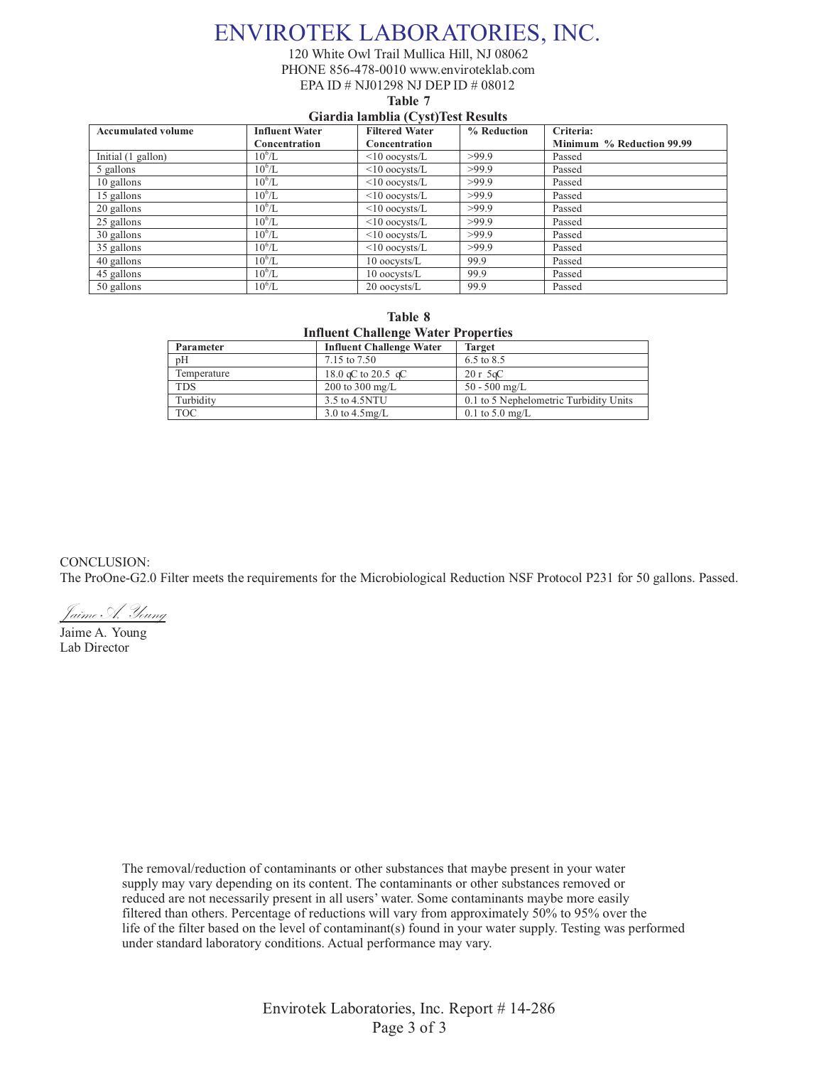# ENVIROTEK LABORATORIES, INC.

120 White Owl Trail Mullica Hill, NJ 08062
PHONE 856-478-0010 www.enviroteklab.com
EPA ID # NJ01298 NJ DEP ID # 08012

**Table 7**
**Giardia lamblia (Cyst)Test Results**

| Accumulated volume | Influent Water Concentration | Filtered Water Concentration | % Reduction | Criteria: Minimum % Reduction 99.99 |
|---|---|---|---|---|
| Initial (1 gallon) | $10^6$/L | <10 oocysts/L | >99.9 | Passed |
| 5 gallons | $10^6$/L | <10 oocysts/L | >99.9 | Passed |
| 10 gallons | $10^6$/L | <10 oocysts/L | >99.9 | Passed |
| 15 gallons | $10^6$/L | <10 oocysts/L | >99.9 | Passed |
| 20 gallons | $10^6$/L | <10 oocysts/L | >99.9 | Passed |
| 25 gallons | $10^6$/L | <10 oocysts/L | >99.9 | Passed |
| 30 gallons | $10^6$/L | <10 oocysts/L | >99.9 | Passed |
| 35 gallons | $10^6$/L | <10 oocysts/L | >99.9 | Passed |
| 40 gallons | $10^6$/L | 10 oocysts/L | 99.9 | Passed |
| 45 gallons | $10^6$/L | 10 oocysts/L | 99.9 | Passed |
| 50 gallons | $10^6$/L | 20 oocysts/L | 99.9 | Passed |

**Table 8**
**Influent Challenge Water Properties**

| Parameter | Influent Challenge Water | Target |
|---|---|---|
| pH | 7.15 to 7.50 | 6.5 to 8.5 |
| Temperature | 18.0 qC to 20.5 qC | 20 r 5qC |
| TDS | 200 to 300 mg/L | 50 - 500 mg/L |
| Turbidity | 3.5 to 4.5NTU | 0.1 to 5 Nephelometric Turbidity Units |
| TOC | 3.0 to 4.5mg/L | 0.1 to 5.0 mg/L |

CONCLUSION:
The ProOne-G2.0 Filter meets the requirements for the Microbiological Reduction NSF Protocol P231 for 50 gallons. Passed.

*Jaime A. Young*
Jaime A. Young
Lab Director

The removal/reduction of contaminants or other substances that maybe present in your water supply may vary depending on its content. The contaminants or other substances removed or reduced are not necessarily present in all users' water. Some contaminants maybe more easily filtered than others. Percentage of reductions will vary from approximately 50% to 95% over the life of the filter based on the level of contaminant(s) found in your water supply. Testing was performed under standard laboratory conditions. Actual performance may vary.

Envirotek Laboratories, Inc. Report # 14-286